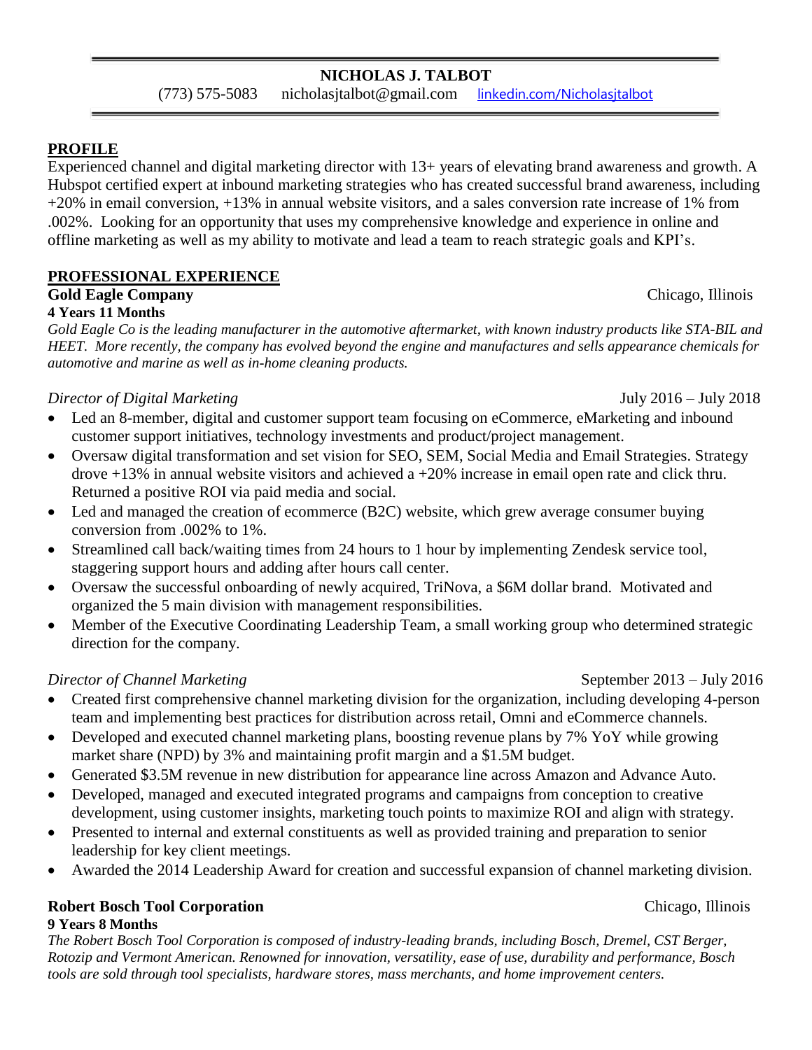# NICHOLAS J. TALBOT

(773) 575-5083 nicholasjtalbot@gmail.com [linkedin.com/Nicholasjtalbot](linkedin.com/Nicholasjtalbot)

## PROFILE

Experienced channel and digital marketing director with 13+ years of elevating brand awareness and growth. A Hubspot certified expert at inbound marketing strategies who has created successful brand awareness, including +20% in email conversion, +13% in annual website visitors, and a sales conversion rate increase of 1% from .002%. Looking for an opportunity that uses my comprehensive knowledge and experience in online and offline marketing as well as my ability to motivate and lead a team to reach strategic goals and KPI's.

## PROFESSIONAL EXPERIENCE

**Gold Eagle Company** Chicago, Illinois

**4 Years 11 Months**

*Gold Eagle Co is the leading manufacturer in the automotive aftermarket, with known industry products like STA-BIL and HEET. More recently, the company has evolved beyond the engine and manufactures and sells appearance chemicals for automotive and marine as well as in-home cleaning products.*

*Director of Digital Marketing* July 2016 – July 2018

- Led an 8-member, digital and customer support team focusing on eCommerce, eMarketing and inbound customer support initiatives, technology investments and product/project management.
- Oversaw digital transformation and set vision for SEO, SEM, Social Media and Email Strategies. Strategy drove +13% in annual website visitors and achieved a +20% increase in email open rate and click thru. Returned a positive ROI via paid media and social.
- Led and managed the creation of ecommerce (B2C) website, which grew average consumer buying conversion from .002% to 1%.
- Streamlined call back/waiting times from 24 hours to 1 hour by implementing Zendesk service tool, staggering support hours and adding after hours call center.
- Oversaw the successful onboarding of newly acquired, TriNova, a $6M dollar brand. Motivated and organized the 5 main division with management responsibilities.
- Member of the Executive Coordinating Leadership Team, a small working group who determined strategic direction for the company.

*Director of Channel Marketing* September 2013 – July 2016

- Created first comprehensive channel marketing division for the organization, including developing 4-person team and implementing best practices for distribution across retail, Omni and eCommerce channels.
- Developed and executed channel marketing plans, boosting revenue plans by 7% YoY while growing market share (NPD) by 3% and maintaining profit margin and a $1.5M budget.
- Generated $3.5M revenue in new distribution for appearance line across Amazon and Advance Auto.
- Developed, managed and executed integrated programs and campaigns from conception to creative development, using customer insights, marketing touch points to maximize ROI and align with strategy.
- Presented to internal and external constituents as well as provided training and preparation to senior leadership for key client meetings.
- Awarded the 2014 Leadership Award for creation and successful expansion of channel marketing division.

**Robert Bosch Tool Corporation** Chicago, Illinois

**9 Years 8 Months**

*The Robert Bosch Tool Corporation is composed of industry-leading brands, including Bosch, Dremel, CST Berger, Rotozip and Vermont American. Renowned for innovation, versatility, ease of use, durability and performance, Bosch tools are sold through tool specialists, hardware stores, mass merchants, and home improvement centers.*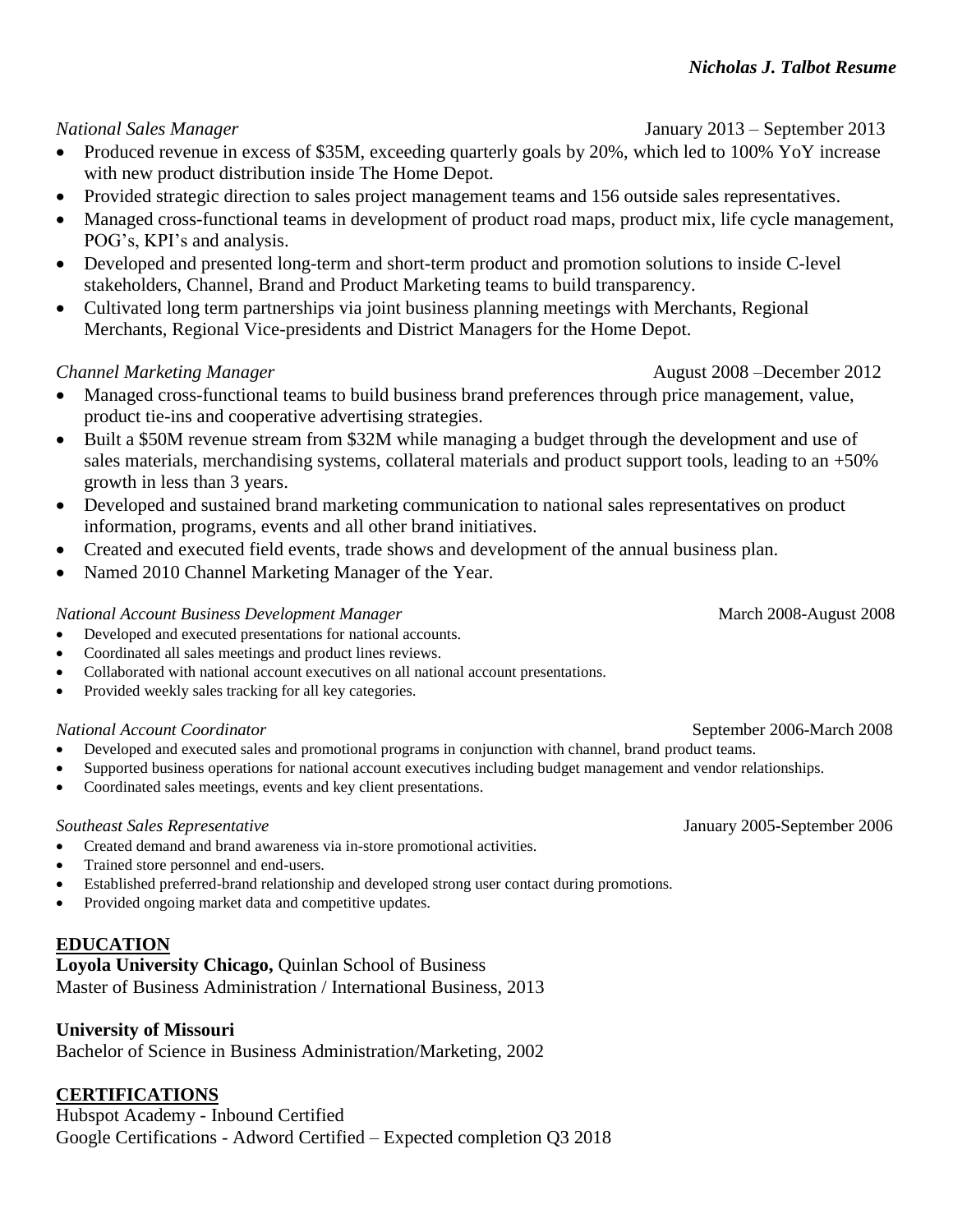*National Sales Manager* January 2013 – September 2013

- Produced revenue in excess of $35M, exceeding quarterly goals by 20%, which led to 100% YoY increase with new product distribution inside The Home Depot.
- Provided strategic direction to sales project management teams and 156 outside sales representatives.
- Managed cross-functional teams in development of product road maps, product mix, life cycle management, POG's, KPI's and analysis.
- Developed and presented long-term and short-term product and promotion solutions to inside C-level stakeholders, Channel, Brand and Product Marketing teams to build transparency.
- Cultivated long term partnerships via joint business planning meetings with Merchants, Regional Merchants, Regional Vice-presidents and District Managers for the Home Depot.

*Channel Marketing Manager* August 2008 –December 2012

- Managed cross-functional teams to build business brand preferences through price management, value, product tie-ins and cooperative advertising strategies.
- Built a $50M revenue stream from $32M while managing a budget through the development and use of sales materials, merchandising systems, collateral materials and product support tools, leading to an +50% growth in less than 3 years.
- Developed and sustained brand marketing communication to national sales representatives on product information, programs, events and all other brand initiatives.
- Created and executed field events, trade shows and development of the annual business plan.
- Named 2010 Channel Marketing Manager of the Year.

*National Account Business Development Manager* March 2008-August 2008

- Developed and executed presentations for national accounts.
- Coordinated all sales meetings and product lines reviews.
- Collaborated with national account executives on all national account presentations.
- Provided weekly sales tracking for all key categories.

*National Account Coordinator* September 2006-March 2008

- Developed and executed sales and promotional programs in conjunction with channel, brand product teams.
- Supported business operations for national account executives including budget management and vendor relationships.
- Coordinated sales meetings, events and key client presentations.

*Southeast Sales Representative* January 2005-September 2006

- Created demand and brand awareness via in-store promotional activities.
- Trained store personnel and end-users.
- Established preferred-brand relationship and developed strong user contact during promotions.
- Provided ongoing market data and competitive updates.

## EDUCATION

**Loyola University Chicago,** Quinlan School of Business
Master of Business Administration / International Business, 2013

**University of Missouri**
Bachelor of Science in Business Administration/Marketing, 2002

## CERTIFICATIONS

Hubspot Academy - Inbound Certified
Google Certifications - Adword Certified – Expected completion Q3 2018